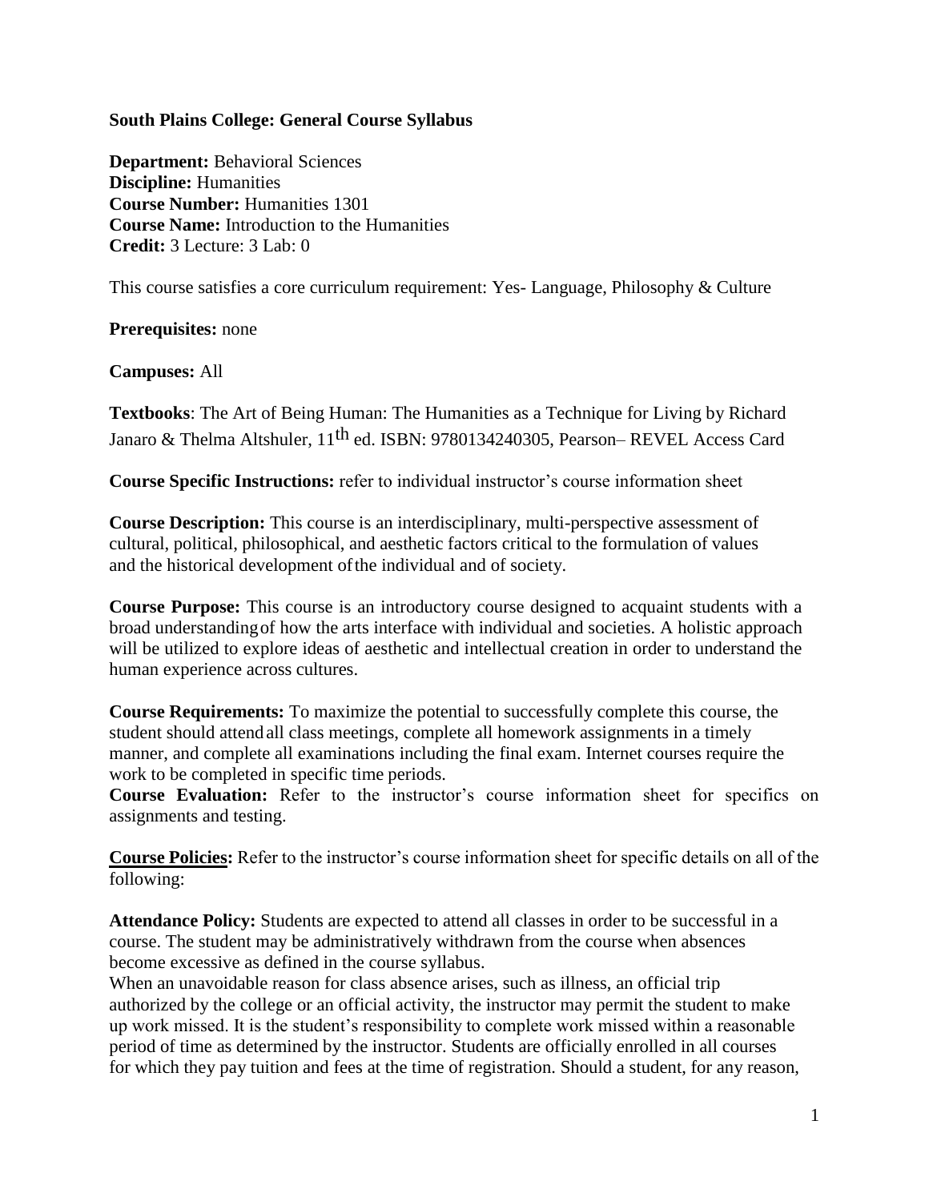**South Plains College: General Course Syllabus**

**Department:** Behavioral Sciences
**Discipline:** Humanities
**Course Number:** Humanities 1301
**Course Name:** Introduction to the Humanities
**Credit:** 3 Lecture: 3 Lab: 0

This course satisfies a core curriculum requirement: Yes- Language, Philosophy & Culture

**Prerequisites:** none

**Campuses:** All

**Textbooks**: The Art of Being Human: The Humanities as a Technique for Living by Richard Janaro & Thelma Altshuler, 11th ed. ISBN: 9780134240305, Pearson– REVEL Access Card

**Course Specific Instructions:** refer to individual instructor's course information sheet

**Course Description:** This course is an interdisciplinary, multi-perspective assessment of cultural, political, philosophical, and aesthetic factors critical to the formulation of values and the historical development of the individual and of society.

**Course Purpose:** This course is an introductory course designed to acquaint students with a broad understanding of how the arts interface with individual and societies. A holistic approach will be utilized to explore ideas of aesthetic and intellectual creation in order to understand the human experience across cultures.

**Course Requirements:** To maximize the potential to successfully complete this course, the student should attend all class meetings, complete all homework assignments in a timely manner, and complete all examinations including the final exam. Internet courses require the work to be completed in specific time periods.

**Course Evaluation:** Refer to the instructor's course information sheet for specifics on assignments and testing.

**Course Policies:** Refer to the instructor's course information sheet for specific details on all of the following:

**Attendance Policy:** Students are expected to attend all classes in order to be successful in a course. The student may be administratively withdrawn from the course when absences become excessive as defined in the course syllabus.

When an unavoidable reason for class absence arises, such as illness, an official trip authorized by the college or an official activity, the instructor may permit the student to make up work missed. It is the student's responsibility to complete work missed within a reasonable period of time as determined by the instructor. Students are officially enrolled in all courses for which they pay tuition and fees at the time of registration. Should a student, for any reason,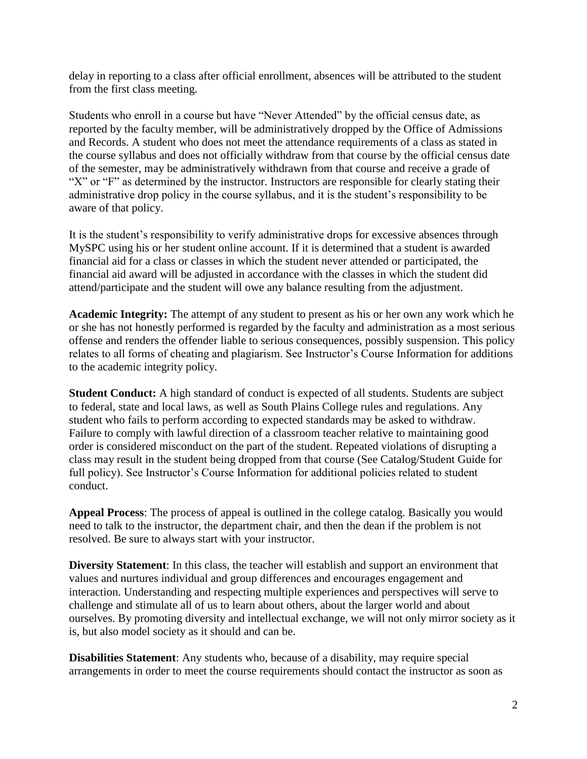delay in reporting to a class after official enrollment, absences will be attributed to the student from the first class meeting.

Students who enroll in a course but have "Never Attended" by the official census date, as reported by the faculty member, will be administratively dropped by the Office of Admissions and Records. A student who does not meet the attendance requirements of a class as stated in the course syllabus and does not officially withdraw from that course by the official census date of the semester, may be administratively withdrawn from that course and receive a grade of "X" or "F" as determined by the instructor. Instructors are responsible for clearly stating their administrative drop policy in the course syllabus, and it is the student's responsibility to be aware of that policy.

It is the student's responsibility to verify administrative drops for excessive absences through MySPC using his or her student online account. If it is determined that a student is awarded financial aid for a class or classes in which the student never attended or participated, the financial aid award will be adjusted in accordance with the classes in which the student did attend/participate and the student will owe any balance resulting from the adjustment.

**Academic Integrity:** The attempt of any student to present as his or her own any work which he or she has not honestly performed is regarded by the faculty and administration as a most serious offense and renders the offender liable to serious consequences, possibly suspension. This policy relates to all forms of cheating and plagiarism. See Instructor's Course Information for additions to the academic integrity policy.

**Student Conduct:** A high standard of conduct is expected of all students. Students are subject to federal, state and local laws, as well as South Plains College rules and regulations. Any student who fails to perform according to expected standards may be asked to withdraw. Failure to comply with lawful direction of a classroom teacher relative to maintaining good order is considered misconduct on the part of the student. Repeated violations of disrupting a class may result in the student being dropped from that course (See Catalog/Student Guide for full policy). See Instructor's Course Information for additional policies related to student conduct.

**Appeal Process**: The process of appeal is outlined in the college catalog. Basically you would need to talk to the instructor, the department chair, and then the dean if the problem is not resolved. Be sure to always start with your instructor.

**Diversity Statement**: In this class, the teacher will establish and support an environment that values and nurtures individual and group differences and encourages engagement and interaction. Understanding and respecting multiple experiences and perspectives will serve to challenge and stimulate all of us to learn about others, about the larger world and about ourselves. By promoting diversity and intellectual exchange, we will not only mirror society as it is, but also model society as it should and can be.

**Disabilities Statement**: Any students who, because of a disability, may require special arrangements in order to meet the course requirements should contact the instructor as soon as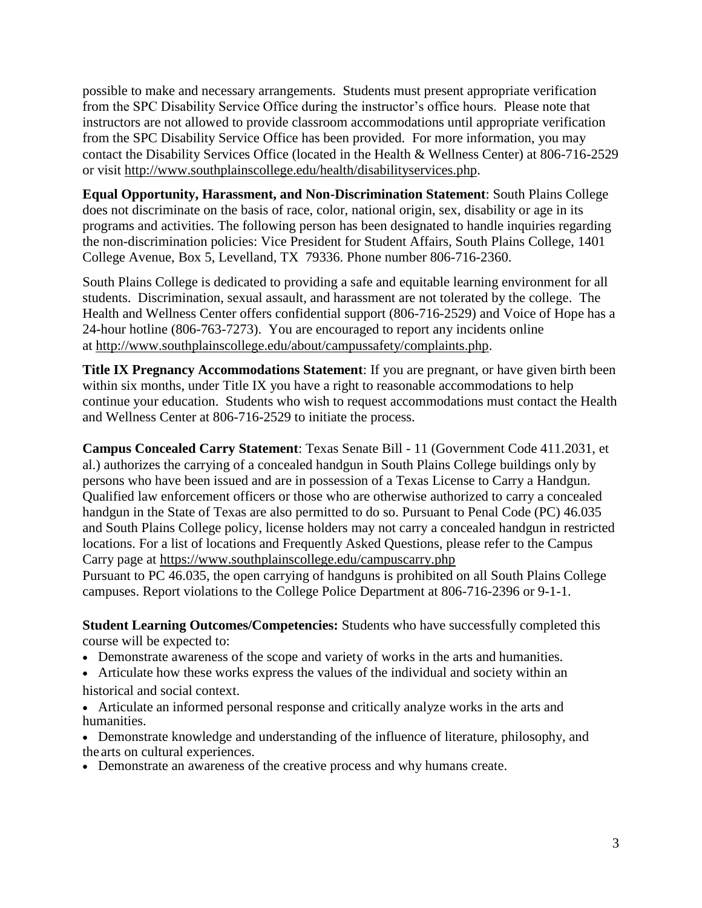possible to make and necessary arrangements. Students must present appropriate verification from the SPC Disability Service Office during the instructor's office hours. Please note that instructors are not allowed to provide classroom accommodations until appropriate verification from the SPC Disability Service Office has been provided. For more information, you may contact the Disability Services Office (located in the Health & Wellness Center) at 806-716-2529 or visit http://www.southplainscollege.edu/health/disabilityservices.php.

**Equal Opportunity, Harassment, and Non-Discrimination Statement**: South Plains College does not discriminate on the basis of race, color, national origin, sex, disability or age in its programs and activities. The following person has been designated to handle inquiries regarding the non-discrimination policies: Vice President for Student Affairs, South Plains College, 1401 College Avenue, Box 5, Levelland, TX 79336. Phone number 806-716-2360.

South Plains College is dedicated to providing a safe and equitable learning environment for all students. Discrimination, sexual assault, and harassment are not tolerated by the college. The Health and Wellness Center offers confidential support (806-716-2529) and Voice of Hope has a 24-hour hotline (806-763-7273). You are encouraged to report any incidents online at http://www.southplainscollege.edu/about/campussafety/complaints.php.

**Title IX Pregnancy Accommodations Statement**: If you are pregnant, or have given birth been within six months, under Title IX you have a right to reasonable accommodations to help continue your education. Students who wish to request accommodations must contact the Health and Wellness Center at 806-716-2529 to initiate the process.

**Campus Concealed Carry Statement**: Texas Senate Bill - 11 (Government Code 411.2031, et al.) authorizes the carrying of a concealed handgun in South Plains College buildings only by persons who have been issued and are in possession of a Texas License to Carry a Handgun. Qualified law enforcement officers or those who are otherwise authorized to carry a concealed handgun in the State of Texas are also permitted to do so. Pursuant to Penal Code (PC) 46.035 and South Plains College policy, license holders may not carry a concealed handgun in restricted locations. For a list of locations and Frequently Asked Questions, please refer to the Campus Carry page at https://www.southplainscollege.edu/campuscarry.php
Pursuant to PC 46.035, the open carrying of handguns is prohibited on all South Plains College campuses. Report violations to the College Police Department at 806-716-2396 or 9-1-1.

**Student Learning Outcomes/Competencies:** Students who have successfully completed this course will be expected to:

- Demonstrate awareness of the scope and variety of works in the arts and humanities.
- Articulate how these works express the values of the individual and society within an historical and social context.
- Articulate an informed personal response and critically analyze works in the arts and humanities.
- Demonstrate knowledge and understanding of the influence of literature, philosophy, and the arts on cultural experiences.
- Demonstrate an awareness of the creative process and why humans create.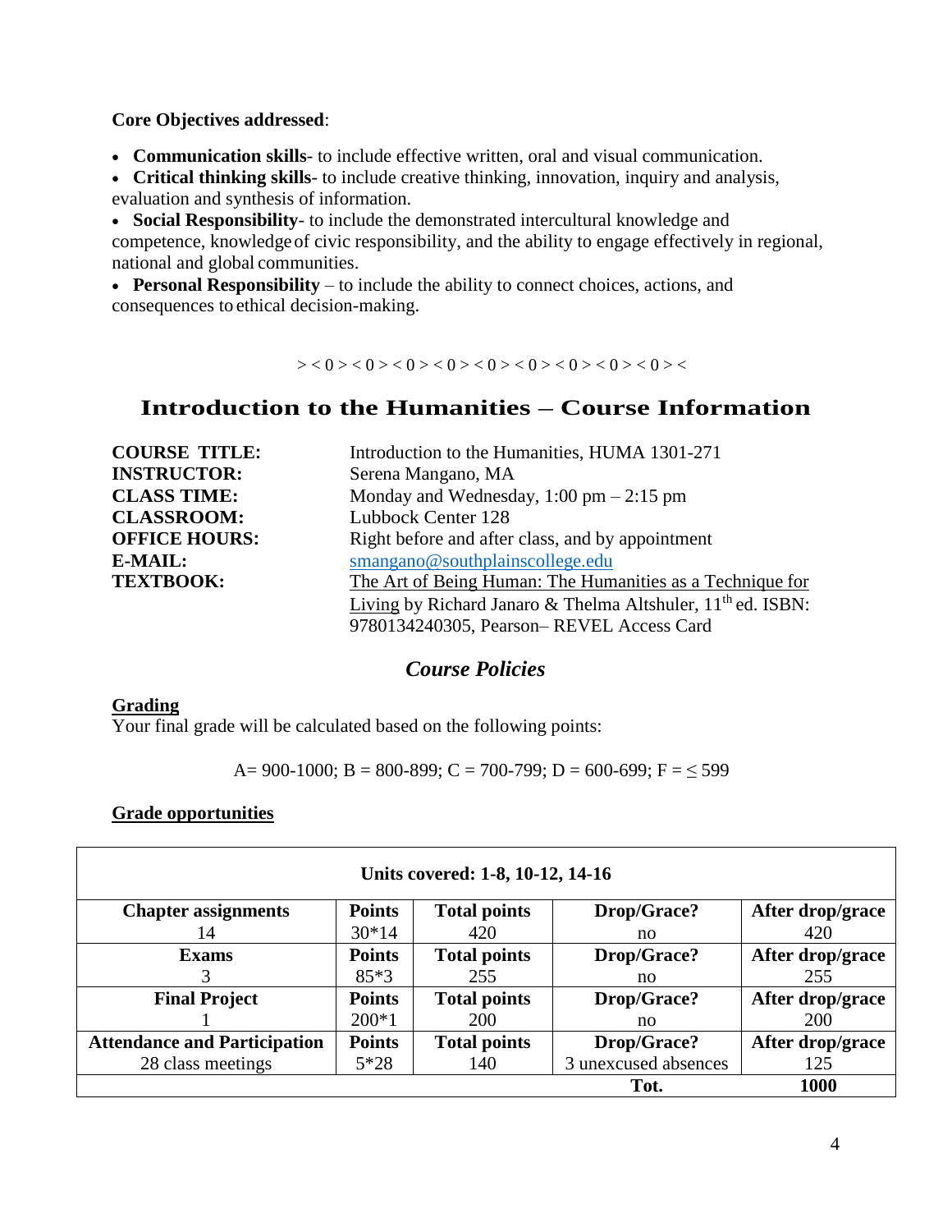**Core Objectives addressed**:

- **Communication skills**- to include effective written, oral and visual communication.
- **Critical thinking skills**- to include creative thinking, innovation, inquiry and analysis, evaluation and synthesis of information.
- **Social Responsibility**- to include the demonstrated intercultural knowledge and competence, knowledge of civic responsibility, and the ability to engage effectively in regional, national and global communities.
- **Personal Responsibility** – to include the ability to connect choices, actions, and consequences to ethical decision-making.

> < 0 > < 0 > < 0 > < 0 > < 0 > < 0 > < 0 > < 0 > < 0 > <

## Introduction to the Humanities – Course Information

**COURSE TITLE:** Introduction to the Humanities, HUMA 1301-271
**INSTRUCTOR:** Serena Mangano, MA
**CLASS TIME:** Monday and Wednesday, 1:00 pm – 2:15 pm
**CLASSROOM:** Lubbock Center 128
**OFFICE HOURS:** Right before and after class, and by appointment
**E-MAIL:** smangano@southplainscollege.edu
**TEXTBOOK:** The Art of Being Human: The Humanities as a Technique for Living by Richard Janaro & Thelma Altshuler, 11th ed. ISBN: 9780134240305, Pearson– REVEL Access Card

### *Course Policies*

**Grading**

Your final grade will be calculated based on the following points:

A= 900-1000; B = 800-899; C = 700-799; D = 600-699; F = ≤ 599

**Grade opportunities**

| Units covered: 1-8, 10-12, 14-16 | | | | |
|---|---|---|---|---|
| **Chapter assignments** | **Points** | **Total points** | **Drop/Grace?** | **After drop/grace** |
| 14 | 30*14 | 420 | no | 420 |
| **Exams** | **Points** | **Total points** | **Drop/Grace?** | **After drop/grace** |
| 3 | 85*3 | 255 | no | 255 |
| **Final Project** | **Points** | **Total points** | **Drop/Grace?** | **After drop/grace** |
| 1 | 200*1 | 200 | no | 200 |
| **Attendance and Participation** | **Points** | **Total points** | **Drop/Grace?** | **After drop/grace** |
| 28 class meetings | 5*28 | 140 | 3 unexcused absences | 125 |
| | | | **Tot.** | **1000** |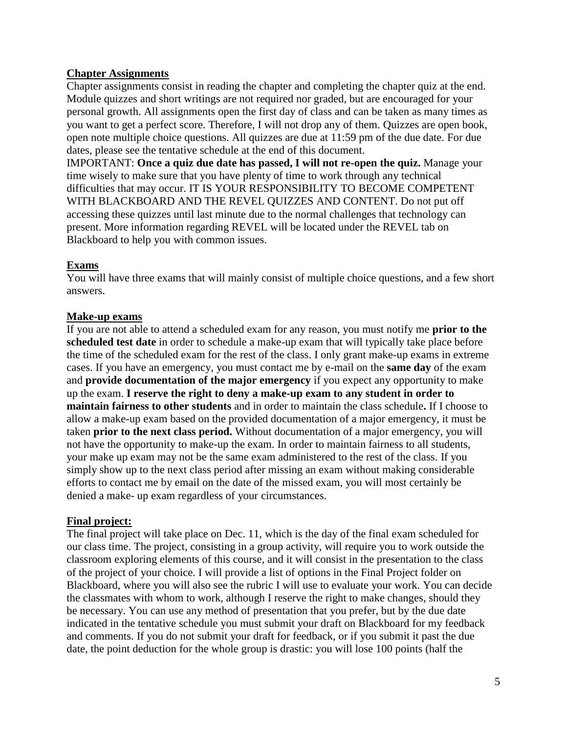**Chapter Assignments**

Chapter assignments consist in reading the chapter and completing the chapter quiz at the end. Module quizzes and short writings are not required nor graded, but are encouraged for your personal growth. All assignments open the first day of class and can be taken as many times as you want to get a perfect score. Therefore, I will not drop any of them. Quizzes are open book, open note multiple choice questions. All quizzes are due at 11:59 pm of the due date. For due dates, please see the tentative schedule at the end of this document.

IMPORTANT: **Once a quiz due date has passed, I will not re-open the quiz.** Manage your time wisely to make sure that you have plenty of time to work through any technical difficulties that may occur. IT IS YOUR RESPONSIBILITY TO BECOME COMPETENT WITH BLACKBOARD AND THE REVEL QUIZZES AND CONTENT. Do not put off accessing these quizzes until last minute due to the normal challenges that technology can present. More information regarding REVEL will be located under the REVEL tab on Blackboard to help you with common issues.

**Exams**

You will have three exams that will mainly consist of multiple choice questions, and a few short answers.

**Make-up exams**

If you are not able to attend a scheduled exam for any reason, you must notify me **prior to the scheduled test date** in order to schedule a make-up exam that will typically take place before the time of the scheduled exam for the rest of the class. I only grant make-up exams in extreme cases. If you have an emergency, you must contact me by e-mail on the **same day** of the exam and **provide documentation of the major emergency** if you expect any opportunity to make up the exam. **I reserve the right to deny a make-up exam to any student in order to maintain fairness to other students** and in order to maintain the class schedule**.** If I choose to allow a make-up exam based on the provided documentation of a major emergency, it must be taken **prior to the next class period.** Without documentation of a major emergency, you will not have the opportunity to make-up the exam. In order to maintain fairness to all students, your make up exam may not be the same exam administered to the rest of the class. If you simply show up to the next class period after missing an exam without making considerable efforts to contact me by email on the date of the missed exam, you will most certainly be denied a make- up exam regardless of your circumstances.

**Final project:**

The final project will take place on Dec. 11, which is the day of the final exam scheduled for our class time. The project, consisting in a group activity, will require you to work outside the classroom exploring elements of this course, and it will consist in the presentation to the class of the project of your choice. I will provide a list of options in the Final Project folder on Blackboard, where you will also see the rubric I will use to evaluate your work. You can decide the classmates with whom to work, although I reserve the right to make changes, should they be necessary. You can use any method of presentation that you prefer, but by the due date indicated in the tentative schedule you must submit your draft on Blackboard for my feedback and comments. If you do not submit your draft for feedback, or if you submit it past the due date, the point deduction for the whole group is drastic: you will lose 100 points (half the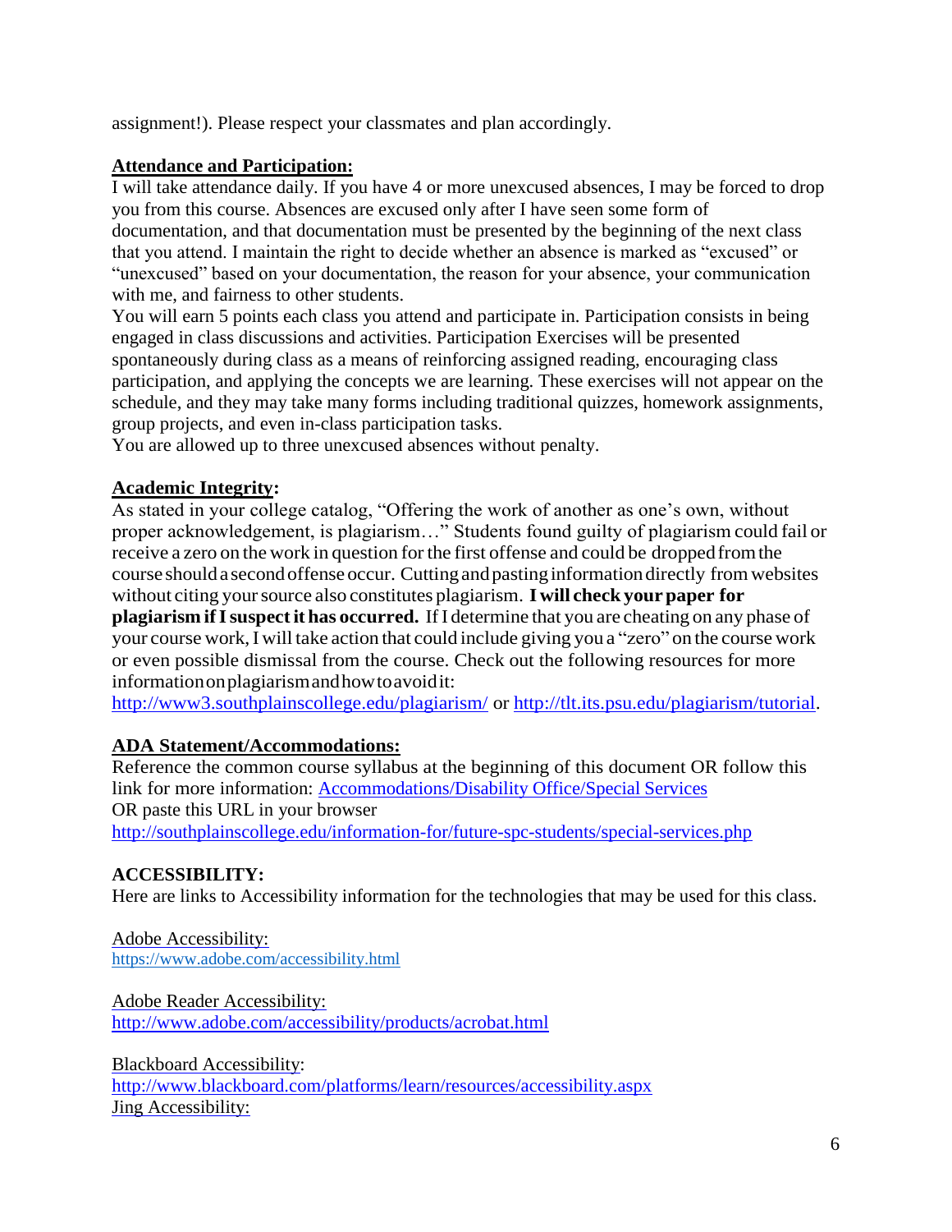assignment!). Please respect your classmates and plan accordingly.

## Attendance and Participation:

I will take attendance daily. If you have 4 or more unexcused absences, I may be forced to drop you from this course. Absences are excused only after I have seen some form of documentation, and that documentation must be presented by the beginning of the next class that you attend. I maintain the right to decide whether an absence is marked as "excused" or "unexcused" based on your documentation, the reason for your absence, your communication with me, and fairness to other students.

You will earn 5 points each class you attend and participate in. Participation consists in being engaged in class discussions and activities. Participation Exercises will be presented spontaneously during class as a means of reinforcing assigned reading, encouraging class participation, and applying the concepts we are learning. These exercises will not appear on the schedule, and they may take many forms including traditional quizzes, homework assignments, group projects, and even in-class participation tasks.

You are allowed up to three unexcused absences without penalty.

## Academic Integrity:

As stated in your college catalog, "Offering the work of another as one's own, without proper acknowledgement, is plagiarism…" Students found guilty of plagiarism could fail or receive a zero on the work in question for the first offense and could be dropped from the course should a second offense occur. Cutting and pasting information directly from websites without citing your source also constitutes plagiarism. **I will check your paper for plagiarism if I suspect it has occurred.** If I determine that you are cheating on any phase of your course work, I will take action that could include giving you a "zero" on the course work or even possible dismissal from the course. Check out the following resources for more information on plagiarism and how to avoid it:

[http://www3.southplainscollege.edu/plagiarism/](http://www3.southplainscollege.edu/plagiarism/) or [http://tlt.its.psu.edu/plagiarism/tutorial](http://tlt.its.psu.edu/plagiarism/tutorial).

## ADA Statement/Accommodations:

Reference the common course syllabus at the beginning of this document OR follow this link for more information: [Accommodations/Disability Office/Special Services](http://southplainscollege.edu/information-for/future-spc-students/special-services.php)

OR paste this URL in your browser

[http://southplainscollege.edu/information-for/future-spc-students/special-services.php](http://southplainscollege.edu/information-for/future-spc-students/special-services.php)

## ACCESSIBILITY:

Here are links to Accessibility information for the technologies that may be used for this class.

Adobe Accessibility:
[https://www.adobe.com/accessibility.html](https://www.adobe.com/accessibility.html)

Adobe Reader Accessibility:
[http://www.adobe.com/accessibility/products/acrobat.html](http://www.adobe.com/accessibility/products/acrobat.html)

Blackboard Accessibility:
[http://www.blackboard.com/platforms/learn/resources/accessibility.aspx](http://www.blackboard.com/platforms/learn/resources/accessibility.aspx)

Jing Accessibility: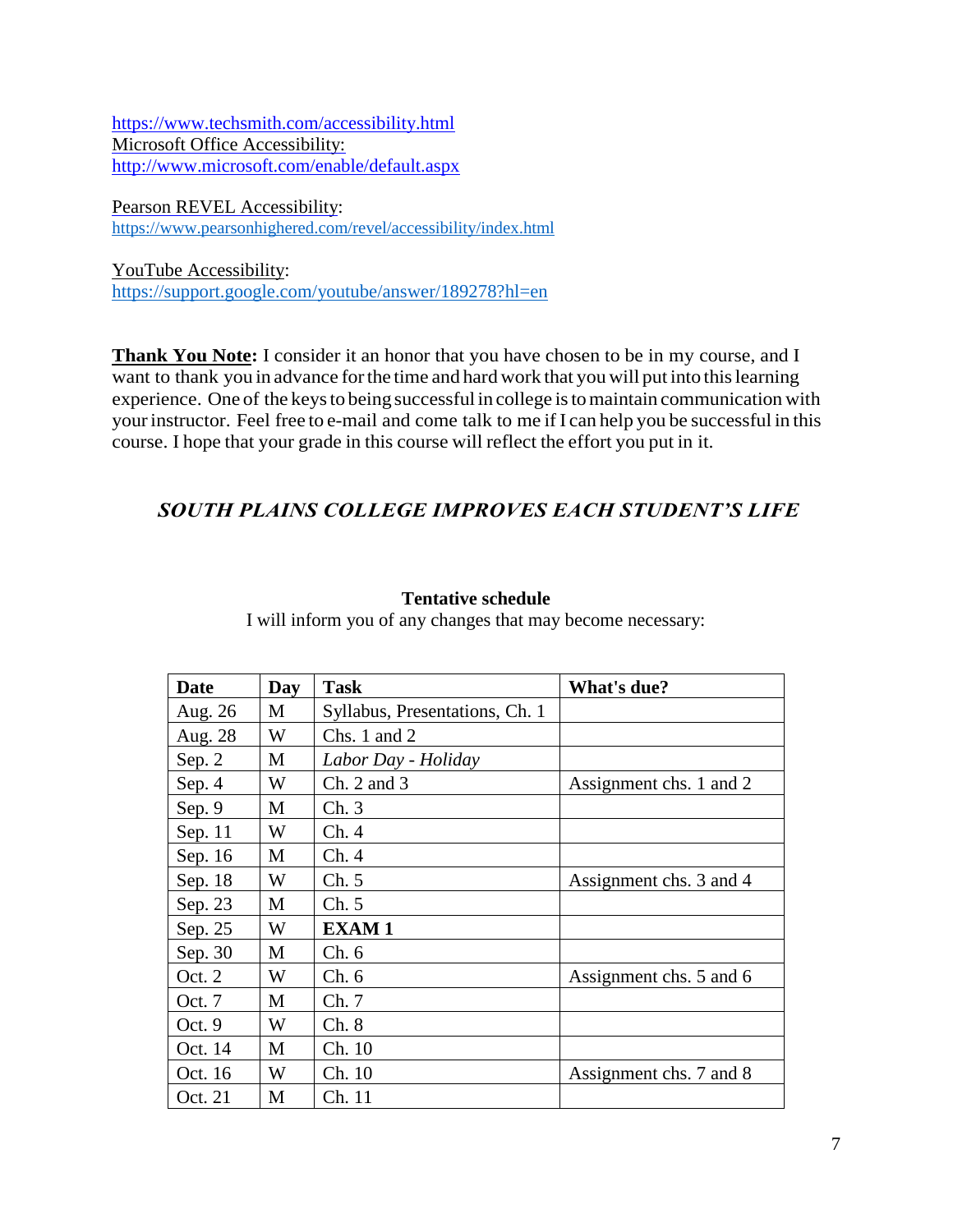https://www.techsmith.com/accessibility.html
Microsoft Office Accessibility:
http://www.microsoft.com/enable/default.aspx

Pearson REVEL Accessibility:
https://www.pearsonhighered.com/revel/accessibility/index.html

YouTube Accessibility:
https://support.google.com/youtube/answer/189278?hl=en

**Thank You Note:** I consider it an honor that you have chosen to be in my course, and I want to thank you in advance for the time and hard work that you will put into this learning experience. One of the keys to being successful in college is to maintain communication with your instructor. Feel free to e-mail and come talk to me if I can help you be successful in this course. I hope that your grade in this course will reflect the effort you put in it.

***SOUTH PLAINS COLLEGE IMPROVES EACH STUDENT'S LIFE***

**Tentative schedule**

I will inform you of any changes that may become necessary:

| Date | Day | Task | What's due? |
|---|---|---|---|
| Aug. 26 | M | Syllabus, Presentations, Ch. 1 | |
| Aug. 28 | W | Chs. 1 and 2 | |
| Sep. 2 | M | *Labor Day - Holiday* | |
| Sep. 4 | W | Ch. 2 and 3 | Assignment chs. 1 and 2 |
| Sep. 9 | M | Ch. 3 | |
| Sep. 11 | W | Ch. 4 | |
| Sep. 16 | M | Ch. 4 | |
| Sep. 18 | W | Ch. 5 | Assignment chs. 3 and 4 |
| Sep. 23 | M | Ch. 5 | |
| Sep. 25 | W | **EXAM 1** | |
| Sep. 30 | M | Ch. 6 | |
| Oct. 2 | W | Ch. 6 | Assignment chs. 5 and 6 |
| Oct. 7 | M | Ch. 7 | |
| Oct. 9 | W | Ch. 8 | |
| Oct. 14 | M | Ch. 10 | |
| Oct. 16 | W | Ch. 10 | Assignment chs. 7 and 8 |
| Oct. 21 | M | Ch. 11 | |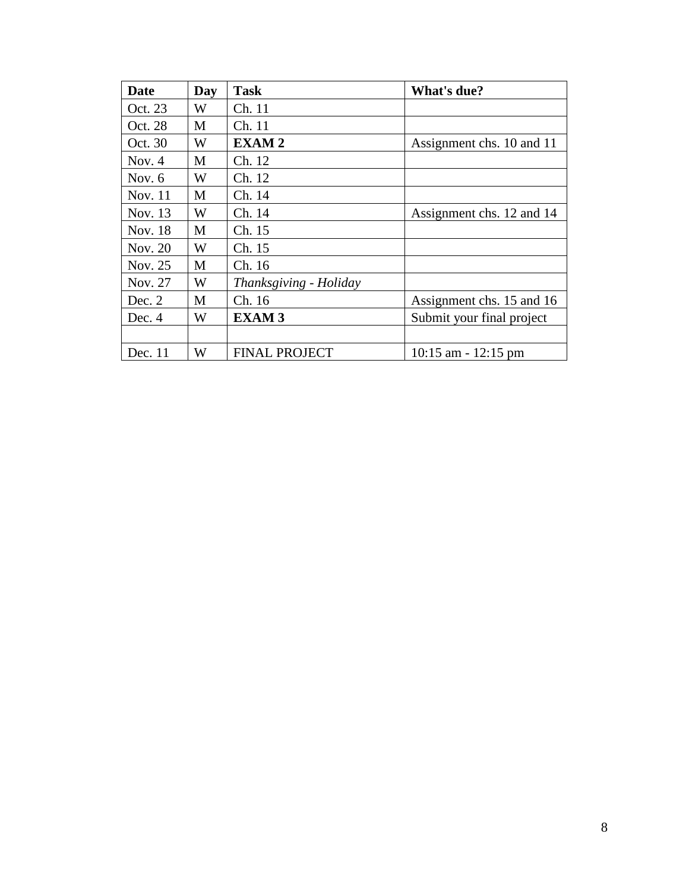| Date | Day | Task | What's due? |
|---|---|---|---|
| Oct. 23 | W | Ch. 11 | |
| Oct. 28 | M | Ch. 11 | |
| Oct. 30 | W | **EXAM 2** | Assignment chs. 10 and 11 |
| Nov. 4 | M | Ch. 12 | |
| Nov. 6 | W | Ch. 12 | |
| Nov. 11 | M | Ch. 14 | |
| Nov. 13 | W | Ch. 14 | Assignment chs. 12 and 14 |
| Nov. 18 | M | Ch. 15 | |
| Nov. 20 | W | Ch. 15 | |
| Nov. 25 | M | Ch. 16 | |
| Nov. 27 | W | *Thanksgiving - Holiday* | |
| Dec. 2 | M | Ch. 16 | Assignment chs. 15 and 16 |
| Dec. 4 | W | **EXAM 3** | Submit your final project |
| | | | |
| Dec. 11 | W | FINAL PROJECT | 10:15 am - 12:15 pm |